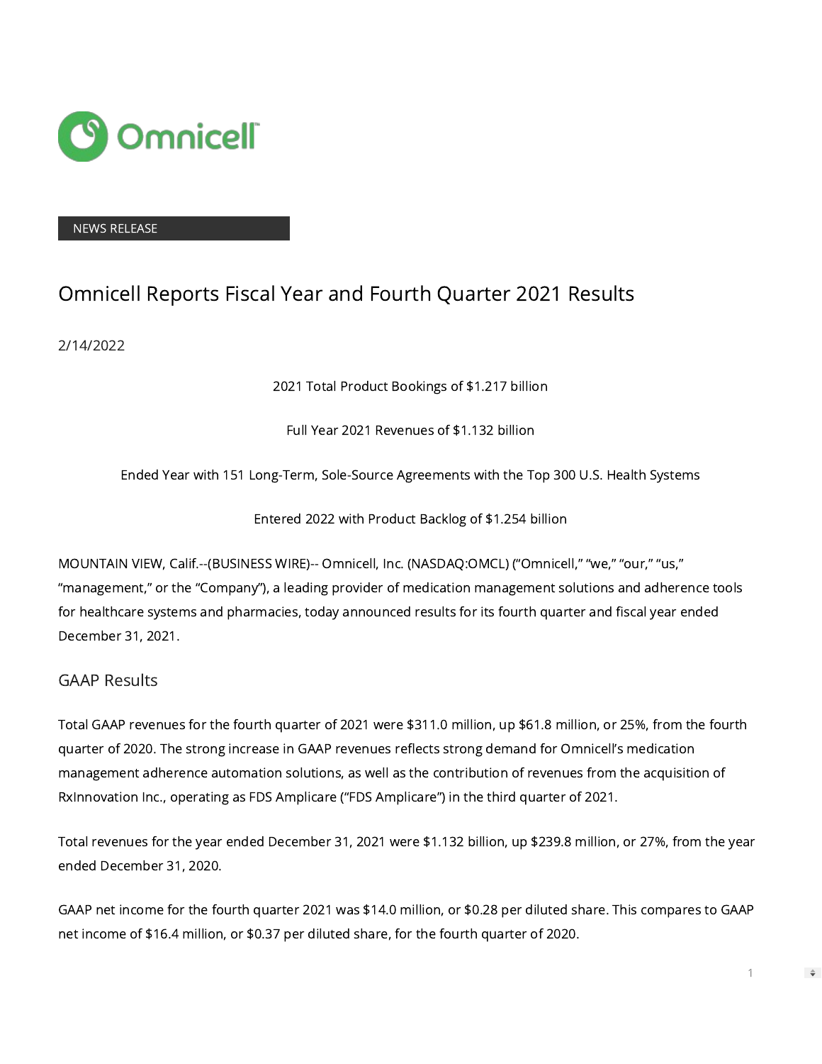NEWS RELEASE

# Omnicell Reports Fiscal Year and Fourth Quarter 2021 Results

2/14/2022

2021 Total Product Bookings of $1.217 billion

Full Year 2021 Revenues of $1.132 billion

Ended Year with 151 Long-Term, Sole-Source Agreements with the Top 300 U.S. Health Systems

Entered 2022 with Product Backlog of $1.254 billion

MOUNTAIN VIEW, Calif.--(BUSINESS WIRE)-- Omnicell, Inc. (NASDAQ:OMCL) ("Omnicell," "we," "our," "us," "management," or the "Company"), a leading provider of medication management solutions and adherence tools for healthcare systems and pharmacies, today announced results for its fourth quarter and fiscal year ended December 31, 2021.

## GAAP Results

Total GAAP revenues for the fourth quarter of 2021 were $311.0 million, up $61.8 million, or 25%, from the fourth quarter of 2020. The strong increase in GAAP revenues reflects strong demand for Omnicell's medication management adherence automation solutions, as well as the contribution of revenues from the acquisition of RxInnovation Inc., operating as FDS Amplicare ("FDS Amplicare") in the third quarter of 2021.

Total revenues for the year ended December 31, 2021 were $1.132 billion, up $239.8 million, or 27%, from the year ended December 31, 2020.

GAAP net income for the fourth quarter 2021 was $14.0 million, or $0.28 per diluted share. This compares to GAAP net income of $16.4 million, or $0.37 per diluted share, for the fourth quarter of 2020.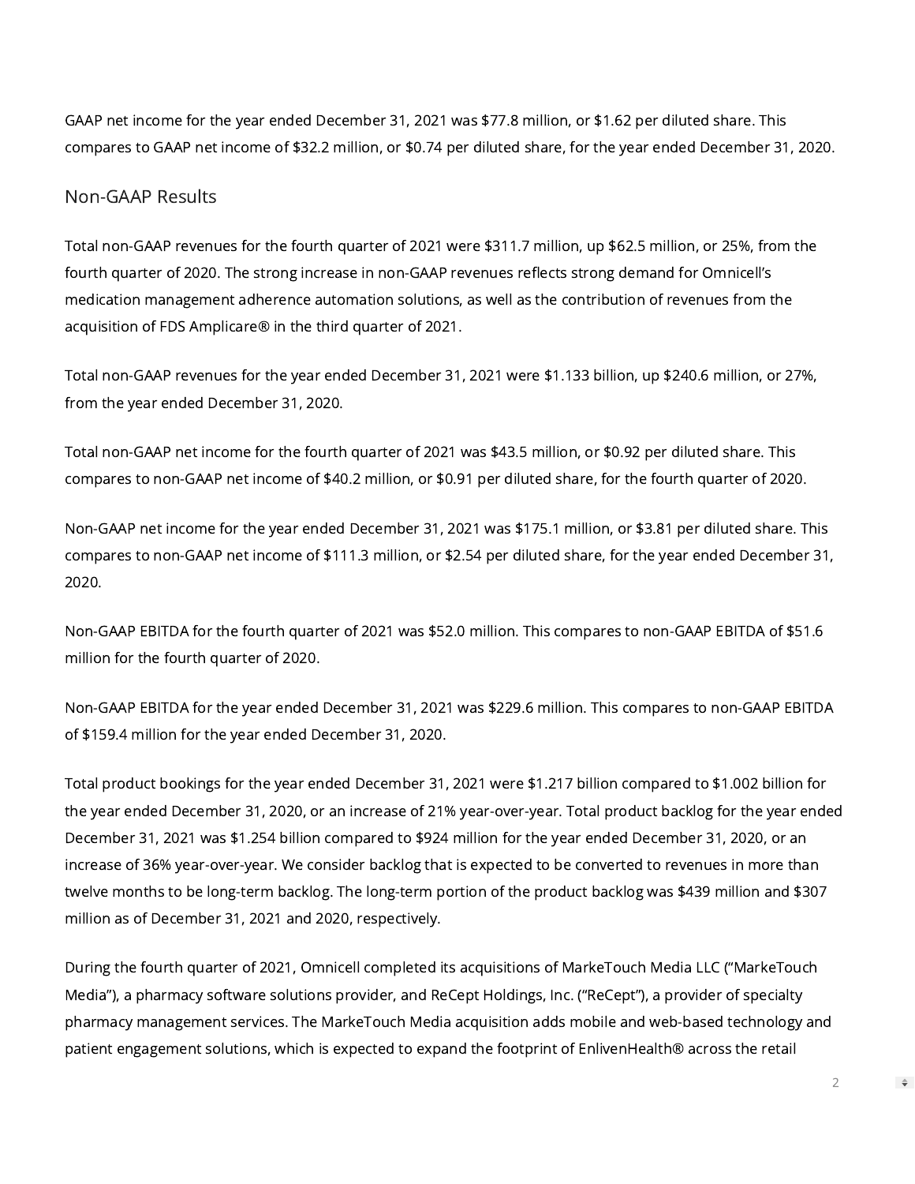GAAP net income for the year ended December 31, 2021 was $77.8 million, or $1.62 per diluted share. This compares to GAAP net income of $32.2 million, or $0.74 per diluted share, for the year ended December 31, 2020.

## Non-GAAP Results

Total non-GAAP revenues for the fourth quarter of 2021 were $311.7 million, up $62.5 million, or 25%, from the fourth quarter of 2020. The strong increase in non-GAAP revenues reflects strong demand for Omnicell's medication management adherence automation solutions, as well as the contribution of revenues from the acquisition of FDS Amplicare® in the third quarter of 2021.

Total non-GAAP revenues for the year ended December 31, 2021 were $1.133 billion, up $240.6 million, or 27%, from the year ended December 31, 2020.

Total non-GAAP net income for the fourth quarter of 2021 was $43.5 million, or $0.92 per diluted share. This compares to non-GAAP net income of $40.2 million, or $0.91 per diluted share, for the fourth quarter of 2020.

Non-GAAP net income for the year ended December 31, 2021 was $175.1 million, or $3.81 per diluted share. This compares to non-GAAP net income of $111.3 million, or $2.54 per diluted share, for the year ended December 31, 2020.

Non-GAAP EBITDA for the fourth quarter of 2021 was $52.0 million. This compares to non-GAAP EBITDA of $51.6 million for the fourth quarter of 2020.

Non-GAAP EBITDA for the year ended December 31, 2021 was $229.6 million. This compares to non-GAAP EBITDA of $159.4 million for the year ended December 31, 2020.

Total product bookings for the year ended December 31, 2021 were $1.217 billion compared to $1.002 billion for the year ended December 31, 2020, or an increase of 21% year-over-year. Total product backlog for the year ended December 31, 2021 was $1.254 billion compared to $924 million for the year ended December 31, 2020, or an increase of 36% year-over-year. We consider backlog that is expected to be converted to revenues in more than twelve months to be long-term backlog. The long-term portion of the product backlog was $439 million and $307 million as of December 31, 2021 and 2020, respectively.

During the fourth quarter of 2021, Omnicell completed its acquisitions of MarkeTouch Media LLC ("MarkeTouch Media"), a pharmacy software solutions provider, and ReCept Holdings, Inc. ("ReCept"), a provider of specialty pharmacy management services. The MarkeTouch Media acquisition adds mobile and web-based technology and patient engagement solutions, which is expected to expand the footprint of EnlivenHealth® across the retail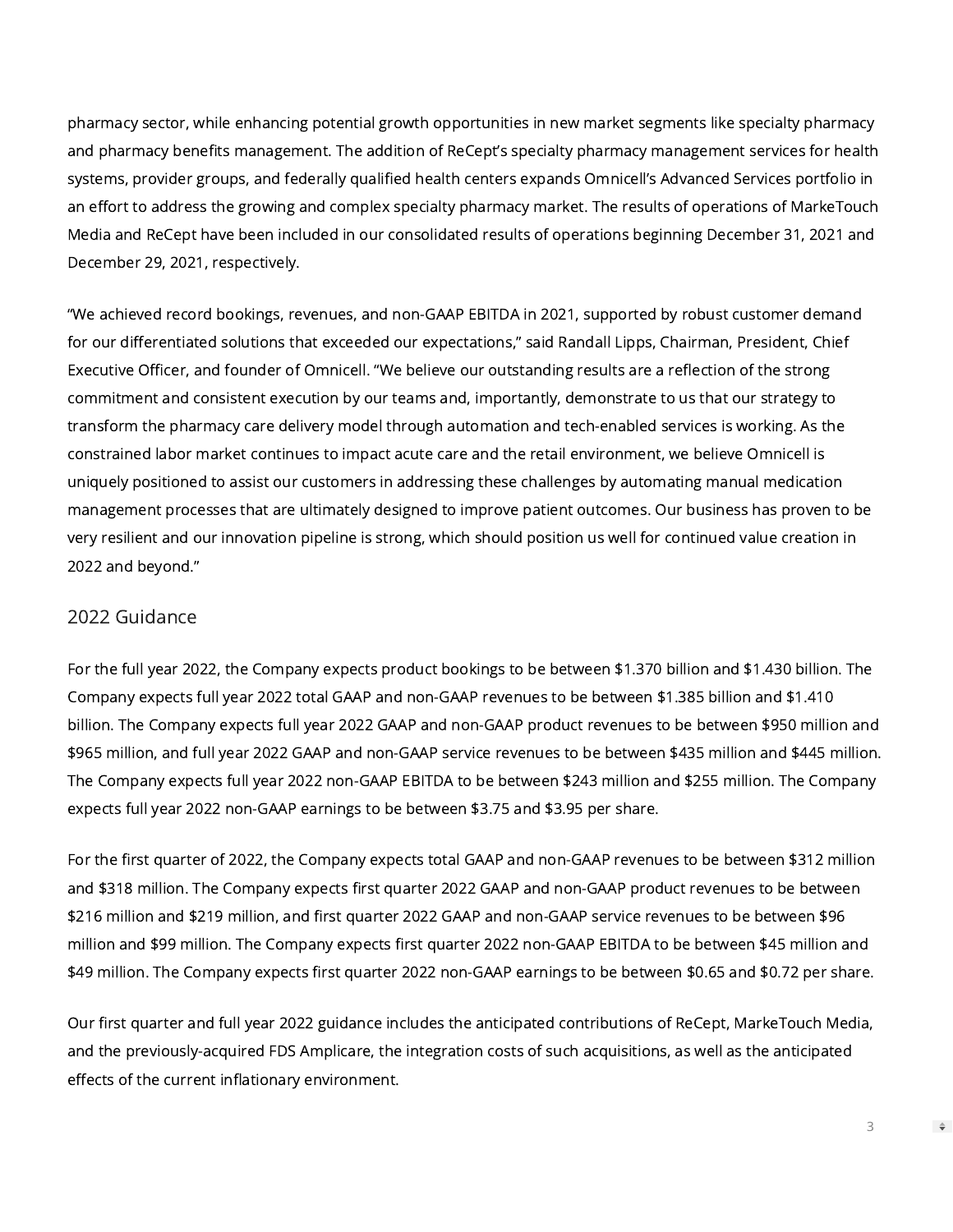pharmacy sector, while enhancing potential growth opportunities in new market segments like specialty pharmacy and pharmacy benefits management. The addition of ReCept's specialty pharmacy management services for health systems, provider groups, and federally qualified health centers expands Omnicell's Advanced Services portfolio in an effort to address the growing and complex specialty pharmacy market. The results of operations of MarkeTouch Media and ReCept have been included in our consolidated results of operations beginning December 31, 2021 and December 29, 2021, respectively.

"We achieved record bookings, revenues, and non-GAAP EBITDA in 2021, supported by robust customer demand for our differentiated solutions that exceeded our expectations," said Randall Lipps, Chairman, President, Chief Executive Officer, and founder of Omnicell. "We believe our outstanding results are a reflection of the strong commitment and consistent execution by our teams and, importantly, demonstrate to us that our strategy to transform the pharmacy care delivery model through automation and tech-enabled services is working. As the constrained labor market continues to impact acute care and the retail environment, we believe Omnicell is uniquely positioned to assist our customers in addressing these challenges by automating manual medication management processes that are ultimately designed to improve patient outcomes. Our business has proven to be very resilient and our innovation pipeline is strong, which should position us well for continued value creation in 2022 and beyond."

## 2022 Guidance

For the full year 2022, the Company expects product bookings to be between $1.370 billion and $1.430 billion. The Company expects full year 2022 total GAAP and non-GAAP revenues to be between $1.385 billion and $1.410 billion. The Company expects full year 2022 GAAP and non-GAAP product revenues to be between $950 million and $965 million, and full year 2022 GAAP and non-GAAP service revenues to be between $435 million and $445 million. The Company expects full year 2022 non-GAAP EBITDA to be between $243 million and $255 million. The Company expects full year 2022 non-GAAP earnings to be between $3.75 and $3.95 per share.

For the first quarter of 2022, the Company expects total GAAP and non-GAAP revenues to be between $312 million and $318 million. The Company expects first quarter 2022 GAAP and non-GAAP product revenues to be between $216 million and $219 million, and first quarter 2022 GAAP and non-GAAP service revenues to be between $96 million and $99 million. The Company expects first quarter 2022 non-GAAP EBITDA to be between $45 million and $49 million. The Company expects first quarter 2022 non-GAAP earnings to be between $0.65 and $0.72 per share.

Our first quarter and full year 2022 guidance includes the anticipated contributions of ReCept, MarkeTouch Media, and the previously-acquired FDS Amplicare, the integration costs of such acquisitions, as well as the anticipated effects of the current inflationary environment.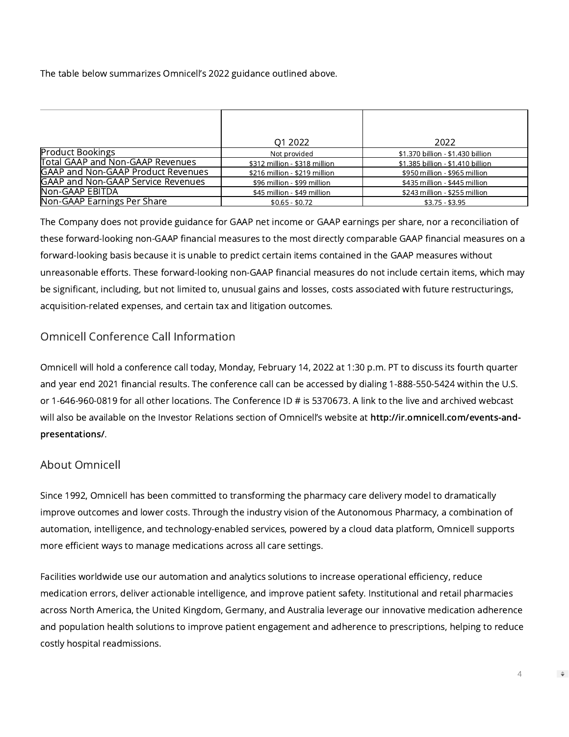The table below summarizes Omnicell's 2022 guidance outlined above.

| | Q1 2022 | 2022 |
|---|---|---|
| Product Bookings | Not provided | $1.370 billion - $1.430 billion |
| Total GAAP and Non-GAAP Revenues | $312 million - $318 million | $1.385 billion - $1.410 billion |
| GAAP and Non-GAAP Product Revenues | $216 million - $219 million | $950 million - $965 million |
| GAAP and Non-GAAP Service Revenues | $96 million - $99 million | $435 million - $445 million |
| Non-GAAP EBITDA | $45 million - $49 million | $243 million - $255 million |
| Non-GAAP Earnings Per Share | $0.65 - $0.72 | $3.75 - $3.95 |

The Company does not provide guidance for GAAP net income or GAAP earnings per share, nor a reconciliation of these forward-looking non-GAAP financial measures to the most directly comparable GAAP financial measures on a forward-looking basis because it is unable to predict certain items contained in the GAAP measures without unreasonable efforts. These forward-looking non-GAAP financial measures do not include certain items, which may be significant, including, but not limited to, unusual gains and losses, costs associated with future restructurings, acquisition-related expenses, and certain tax and litigation outcomes.

## Omnicell Conference Call Information

Omnicell will hold a conference call today, Monday, February 14, 2022 at 1:30 p.m. PT to discuss its fourth quarter and year end 2021 financial results. The conference call can be accessed by dialing 1-888-550-5424 within the U.S. or 1-646-960-0819 for all other locations. The Conference ID # is 5370673. A link to the live and archived webcast will also be available on the Investor Relations section of Omnicell's website at **http://ir.omnicell.com/events-and-presentations/**.

## About Omnicell

Since 1992, Omnicell has been committed to transforming the pharmacy care delivery model to dramatically improve outcomes and lower costs. Through the industry vision of the Autonomous Pharmacy, a combination of automation, intelligence, and technology-enabled services, powered by a cloud data platform, Omnicell supports more efficient ways to manage medications across all care settings.

Facilities worldwide use our automation and analytics solutions to increase operational efficiency, reduce medication errors, deliver actionable intelligence, and improve patient safety. Institutional and retail pharmacies across North America, the United Kingdom, Germany, and Australia leverage our innovative medication adherence and population health solutions to improve patient engagement and adherence to prescriptions, helping to reduce costly hospital readmissions.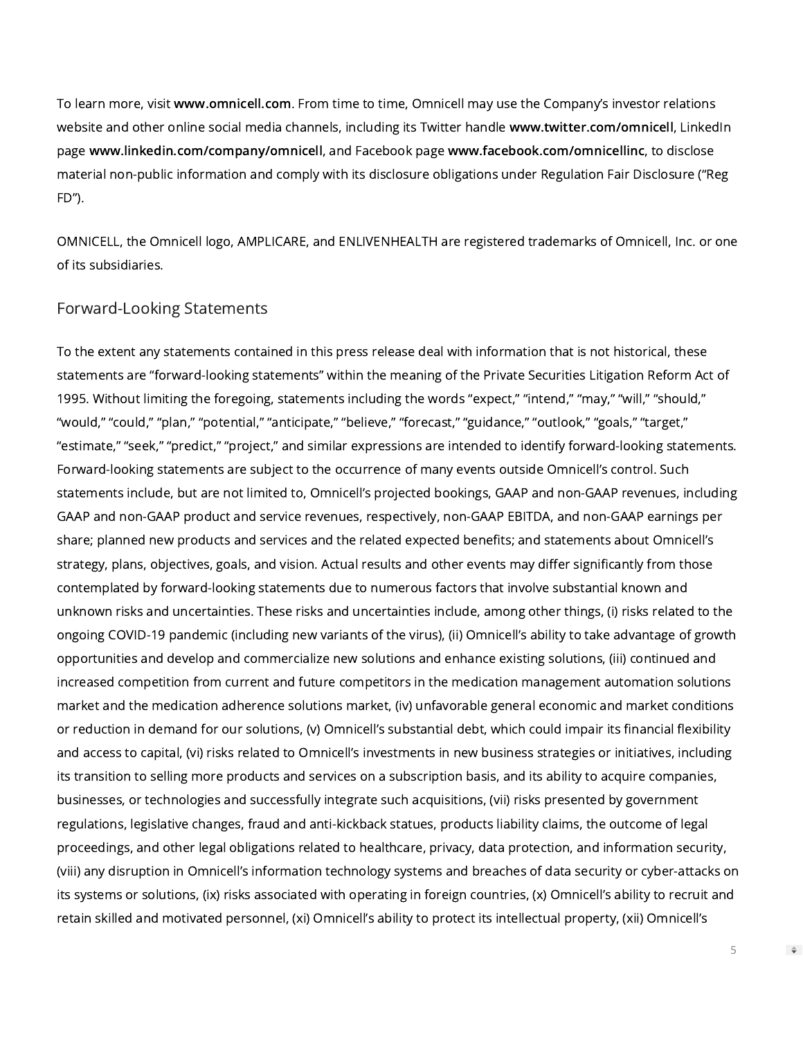To learn more, visit **www.omnicell.com**. From time to time, Omnicell may use the Company's investor relations website and other online social media channels, including its Twitter handle **www.twitter.com/omnicell**, LinkedIn page **www.linkedin.com/company/omnicell**, and Facebook page **www.facebook.com/omnicellinc**, to disclose material non-public information and comply with its disclosure obligations under Regulation Fair Disclosure ("Reg FD").

OMNICELL, the Omnicell logo, AMPLICARE, and ENLIVENHEALTH are registered trademarks of Omnicell, Inc. or one of its subsidiaries.

## Forward-Looking Statements

To the extent any statements contained in this press release deal with information that is not historical, these statements are "forward-looking statements" within the meaning of the Private Securities Litigation Reform Act of 1995. Without limiting the foregoing, statements including the words "expect," "intend," "may," "will," "should," "would," "could," "plan," "potential," "anticipate," "believe," "forecast," "guidance," "outlook," "goals," "target," "estimate," "seek," "predict," "project," and similar expressions are intended to identify forward-looking statements. Forward-looking statements are subject to the occurrence of many events outside Omnicell's control. Such statements include, but are not limited to, Omnicell's projected bookings, GAAP and non-GAAP revenues, including GAAP and non-GAAP product and service revenues, respectively, non-GAAP EBITDA, and non-GAAP earnings per share; planned new products and services and the related expected benefits; and statements about Omnicell's strategy, plans, objectives, goals, and vision. Actual results and other events may differ significantly from those contemplated by forward-looking statements due to numerous factors that involve substantial known and unknown risks and uncertainties. These risks and uncertainties include, among other things, (i) risks related to the ongoing COVID-19 pandemic (including new variants of the virus), (ii) Omnicell's ability to take advantage of growth opportunities and develop and commercialize new solutions and enhance existing solutions, (iii) continued and increased competition from current and future competitors in the medication management automation solutions market and the medication adherence solutions market, (iv) unfavorable general economic and market conditions or reduction in demand for our solutions, (v) Omnicell's substantial debt, which could impair its financial flexibility and access to capital, (vi) risks related to Omnicell's investments in new business strategies or initiatives, including its transition to selling more products and services on a subscription basis, and its ability to acquire companies, businesses, or technologies and successfully integrate such acquisitions, (vii) risks presented by government regulations, legislative changes, fraud and anti-kickback statues, products liability claims, the outcome of legal proceedings, and other legal obligations related to healthcare, privacy, data protection, and information security, (viii) any disruption in Omnicell's information technology systems and breaches of data security or cyber-attacks on its systems or solutions, (ix) risks associated with operating in foreign countries, (x) Omnicell's ability to recruit and retain skilled and motivated personnel, (xi) Omnicell's ability to protect its intellectual property, (xii) Omnicell's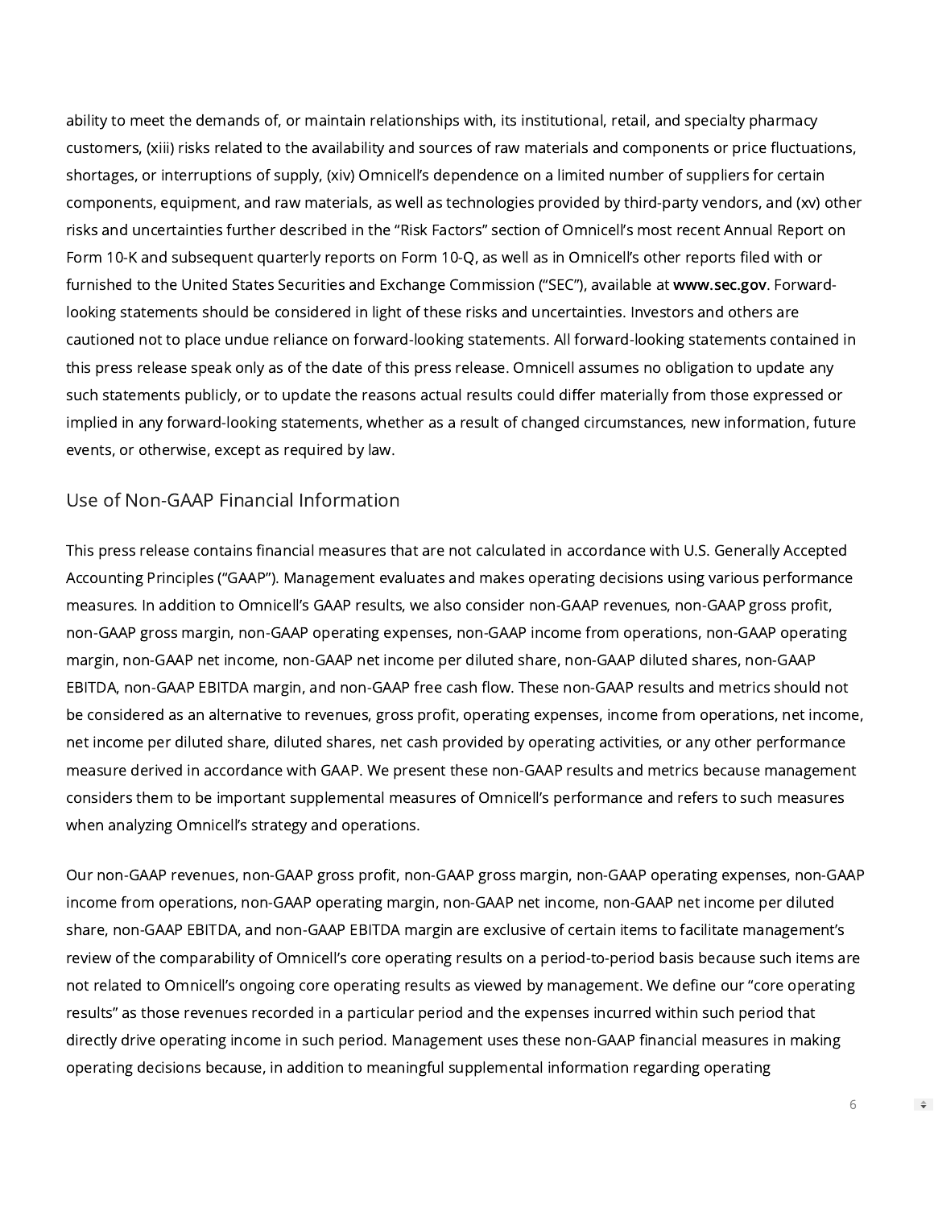ability to meet the demands of, or maintain relationships with, its institutional, retail, and specialty pharmacy customers, (xiii) risks related to the availability and sources of raw materials and components or price fluctuations, shortages, or interruptions of supply, (xiv) Omnicell's dependence on a limited number of suppliers for certain components, equipment, and raw materials, as well as technologies provided by third-party vendors, and (xv) other risks and uncertainties further described in the "Risk Factors" section of Omnicell's most recent Annual Report on Form 10-K and subsequent quarterly reports on Form 10-Q, as well as in Omnicell's other reports filed with or furnished to the United States Securities and Exchange Commission ("SEC"), available at **www.sec.gov**. Forward-looking statements should be considered in light of these risks and uncertainties. Investors and others are cautioned not to place undue reliance on forward-looking statements. All forward-looking statements contained in this press release speak only as of the date of this press release. Omnicell assumes no obligation to update any such statements publicly, or to update the reasons actual results could differ materially from those expressed or implied in any forward-looking statements, whether as a result of changed circumstances, new information, future events, or otherwise, except as required by law.

## Use of Non-GAAP Financial Information

This press release contains financial measures that are not calculated in accordance with U.S. Generally Accepted Accounting Principles ("GAAP"). Management evaluates and makes operating decisions using various performance measures. In addition to Omnicell's GAAP results, we also consider non-GAAP revenues, non-GAAP gross profit, non-GAAP gross margin, non-GAAP operating expenses, non-GAAP income from operations, non-GAAP operating margin, non-GAAP net income, non-GAAP net income per diluted share, non-GAAP diluted shares, non-GAAP EBITDA, non-GAAP EBITDA margin, and non-GAAP free cash flow. These non-GAAP results and metrics should not be considered as an alternative to revenues, gross profit, operating expenses, income from operations, net income, net income per diluted share, diluted shares, net cash provided by operating activities, or any other performance measure derived in accordance with GAAP. We present these non-GAAP results and metrics because management considers them to be important supplemental measures of Omnicell's performance and refers to such measures when analyzing Omnicell's strategy and operations.

Our non-GAAP revenues, non-GAAP gross profit, non-GAAP gross margin, non-GAAP operating expenses, non-GAAP income from operations, non-GAAP operating margin, non-GAAP net income, non-GAAP net income per diluted share, non-GAAP EBITDA, and non-GAAP EBITDA margin are exclusive of certain items to facilitate management's review of the comparability of Omnicell's core operating results on a period-to-period basis because such items are not related to Omnicell's ongoing core operating results as viewed by management. We define our "core operating results" as those revenues recorded in a particular period and the expenses incurred within such period that directly drive operating income in such period. Management uses these non-GAAP financial measures in making operating decisions because, in addition to meaningful supplemental information regarding operating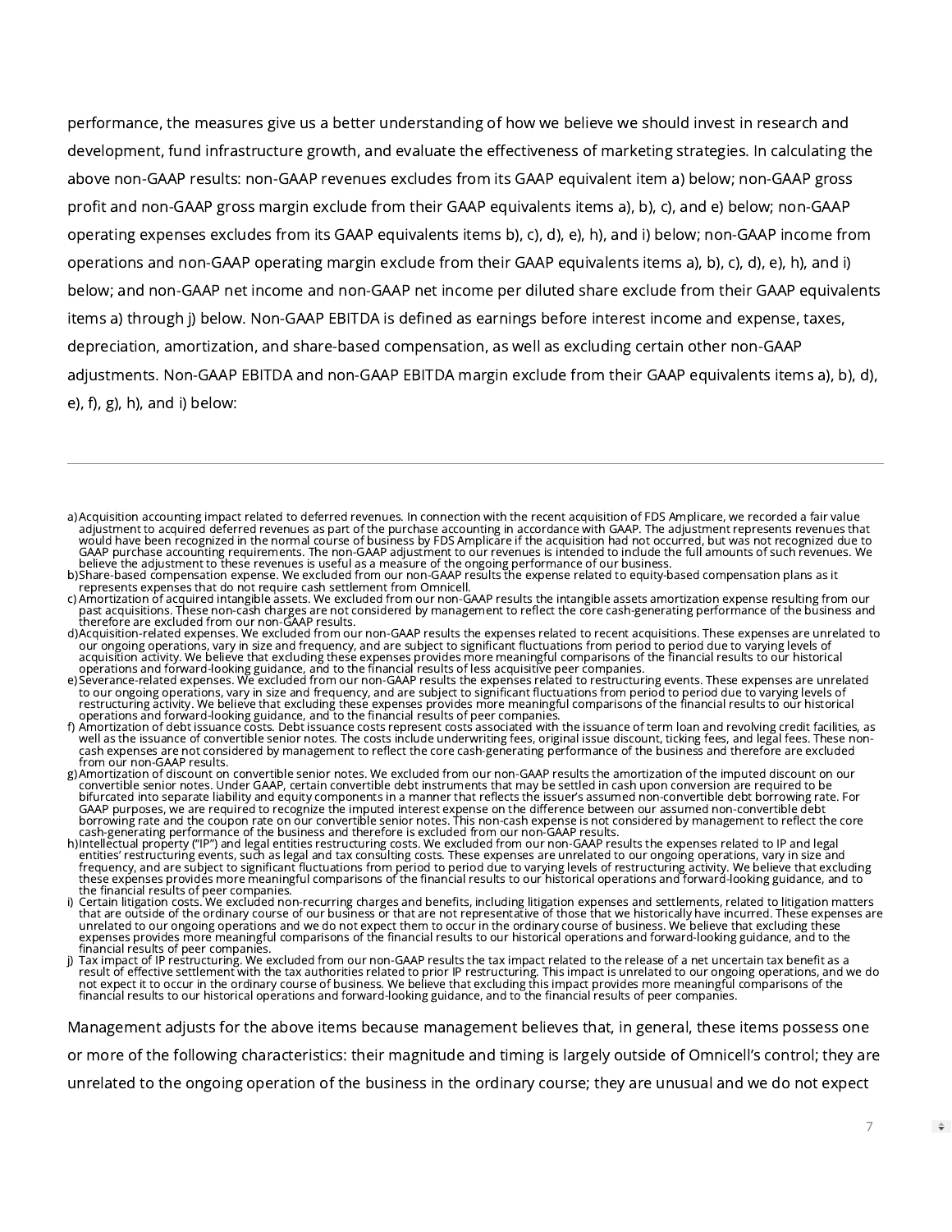performance, the measures give us a better understanding of how we believe we should invest in research and development, fund infrastructure growth, and evaluate the effectiveness of marketing strategies. In calculating the above non-GAAP results: non-GAAP revenues excludes from its GAAP equivalent item a) below; non-GAAP gross profit and non-GAAP gross margin exclude from their GAAP equivalents items a), b), c), and e) below; non-GAAP operating expenses excludes from its GAAP equivalents items b), c), d), e), h), and i) below; non-GAAP income from operations and non-GAAP operating margin exclude from their GAAP equivalents items a), b), c), d), e), h), and i) below; and non-GAAP net income and non-GAAP net income per diluted share exclude from their GAAP equivalents items a) through j) below. Non-GAAP EBITDA is defined as earnings before interest income and expense, taxes, depreciation, amortization, and share-based compensation, as well as excluding certain other non-GAAP adjustments. Non-GAAP EBITDA and non-GAAP EBITDA margin exclude from their GAAP equivalents items a), b), d), e), f), g), h), and i) below:

---

a) Acquisition accounting impact related to deferred revenues. In connection with the recent acquisition of FDS Amplicare, we recorded a fair value adjustment to acquired deferred revenues as part of the purchase accounting in accordance with GAAP. The adjustment represents revenues that would have been recognized in the normal course of business by FDS Amplicare if the acquisition had not occurred, but was not recognized due to GAAP purchase accounting requirements. The non-GAAP adjustment to our revenues is intended to include the full amounts of such revenues. We believe the adjustment to these revenues is useful as a measure of the ongoing performance of our business.

b) Share-based compensation expense. We excluded from our non-GAAP results the expense related to equity-based compensation plans as it represents expenses that do not require cash settlement from Omnicell.

c) Amortization of acquired intangible assets. We excluded from our non-GAAP results the intangible assets amortization expense resulting from our past acquisitions. These non-cash charges are not considered by management to reflect the core cash-generating performance of the business and therefore are excluded from our non-GAAP results.

d) Acquisition-related expenses. We excluded from our non-GAAP results the expenses related to recent acquisitions. These expenses are unrelated to our ongoing operations, vary in size and frequency, and are subject to significant fluctuations from period to period due to varying levels of acquisition activity. We believe that excluding these expenses provides more meaningful comparisons of the financial results to our historical operations and forward-looking guidance, and to the financial results of less acquisitive peer companies.

e) Severance-related expenses. We excluded from our non-GAAP results the expenses related to restructuring events. These expenses are unrelated to our ongoing operations, vary in size and frequency, and are subject to significant fluctuations from period to period due to varying levels of restructuring activity. We believe that excluding these expenses provides more meaningful comparisons of the financial results to our historical operations and forward-looking guidance, and to the financial results of peer companies.

f) Amortization of debt issuance costs. Debt issuance costs represent costs associated with the issuance of term loan and revolving credit facilities, as well as the issuance of convertible senior notes. The costs include underwriting fees, original issue discount, ticking fees, and legal fees. These non-cash expenses are not considered by management to reflect the core cash-generating performance of the business and therefore are excluded from our non-GAAP results.

g) Amortization of discount on convertible senior notes. We excluded from our non-GAAP results the amortization of the imputed discount on our convertible senior notes. Under GAAP, certain convertible debt instruments that may be settled in cash upon conversion are required to be bifurcated into separate liability and equity components in a manner that reflects the issuer's assumed non-convertible debt borrowing rate. For GAAP purposes, we are required to recognize the imputed interest expense on the difference between our assumed non-convertible debt borrowing rate and the coupon rate on our convertible senior notes. This non-cash expense is not considered by management to reflect the core cash-generating performance of the business and therefore is excluded from our non-GAAP results.

h) Intellectual property ("IP") and legal entities restructuring costs. We excluded from our non-GAAP results the expenses related to IP and legal entities' restructuring events, such as legal and tax consulting costs. These expenses are unrelated to our ongoing operations, vary in size and frequency, and are subject to significant fluctuations from period to period due to varying levels of restructuring activity. We believe that excluding these expenses provides more meaningful comparisons of the financial results to our historical operations and forward-looking guidance, and to the financial results of peer companies.

i) Certain litigation costs. We excluded non-recurring charges and benefits, including litigation expenses and settlements, related to litigation matters that are outside of the ordinary course of our business or that are not representative of those that we historically have incurred. These expenses are unrelated to our ongoing operations and we do not expect them to occur in the ordinary course of business. We believe that excluding these expenses provides more meaningful comparisons of the financial results to our historical operations and forward-looking guidance, and to the financial results of peer companies.

j) Tax impact of IP restructuring. We excluded from our non-GAAP results the tax impact related to the release of a net uncertain tax benefit as a result of effective settlement with the tax authorities related to prior IP restructuring. This impact is unrelated to our ongoing operations, and we do not expect it to occur in the ordinary course of business. We believe that excluding this impact provides more meaningful comparisons of the financial results to our historical operations and forward-looking guidance, and to the financial results of peer companies.

Management adjusts for the above items because management believes that, in general, these items possess one or more of the following characteristics: their magnitude and timing is largely outside of Omnicell's control; they are unrelated to the ongoing operation of the business in the ordinary course; they are unusual and we do not expect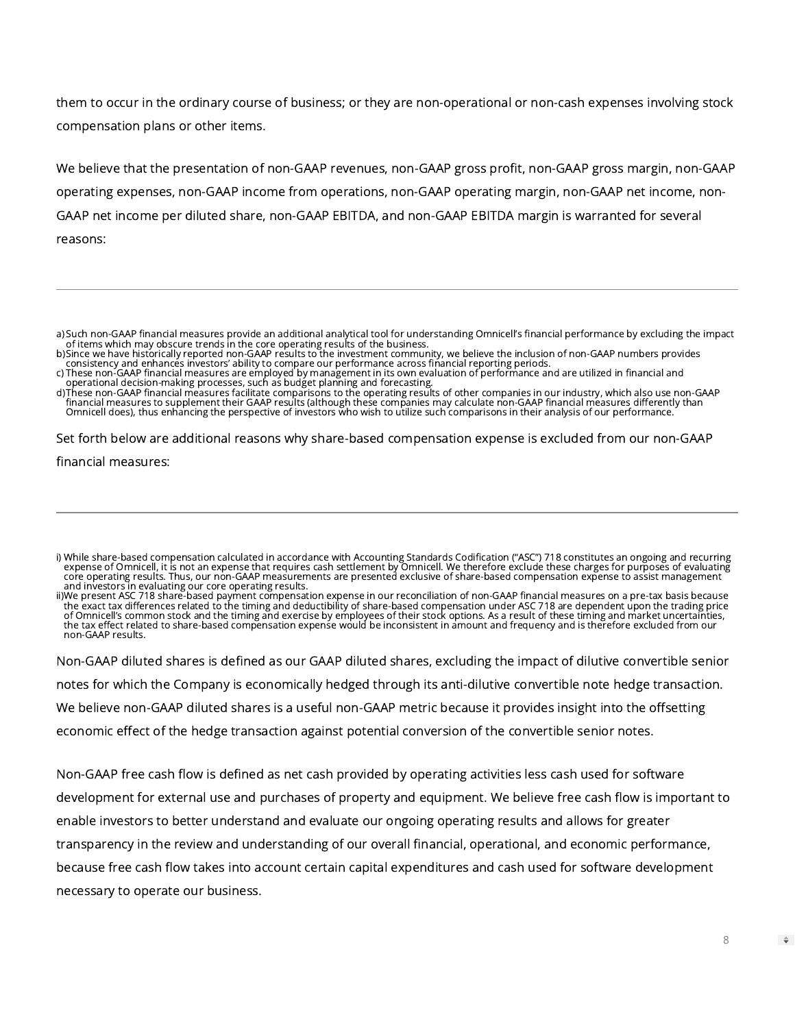them to occur in the ordinary course of business; or they are non-operational or non-cash expenses involving stock compensation plans or other items.

We believe that the presentation of non-GAAP revenues, non-GAAP gross profit, non-GAAP gross margin, non-GAAP operating expenses, non-GAAP income from operations, non-GAAP operating margin, non-GAAP net income, non-GAAP net income per diluted share, non-GAAP EBITDA, and non-GAAP EBITDA margin is warranted for several reasons:

---

a) Such non-GAAP financial measures provide an additional analytical tool for understanding Omnicell's financial performance by excluding the impact of items which may obscure trends in the core operating results of the business.
b) Since we have historically reported non-GAAP results to the investment community, we believe the inclusion of non-GAAP numbers provides consistency and enhances investors' ability to compare our performance across financial reporting periods.
c) These non-GAAP financial measures are employed by management in its own evaluation of performance and are utilized in financial and operational decision-making processes, such as budget planning and forecasting.
d) These non-GAAP financial measures facilitate comparisons to the operating results of other companies in our industry, which also use non-GAAP financial measures to supplement their GAAP results (although these companies may calculate non-GAAP financial measures differently than Omnicell does), thus enhancing the perspective of investors who wish to utilize such comparisons in their analysis of our performance.

Set forth below are additional reasons why share-based compensation expense is excluded from our non-GAAP financial measures:

---

i) While share-based compensation calculated in accordance with Accounting Standards Codification ("ASC") 718 constitutes an ongoing and recurring expense of Omnicell, it is not an expense that requires cash settlement by Omnicell. We therefore exclude these charges for purposes of evaluating core operating results. Thus, our non-GAAP measurements are presented exclusive of share-based compensation expense to assist management and investors in evaluating our core operating results.
ii) We present ASC 718 share-based payment compensation expense in our reconciliation of non-GAAP financial measures on a pre-tax basis because the exact tax differences related to the timing and deductibility of share-based compensation under ASC 718 are dependent upon the trading price of Omnicell's common stock and the timing and exercise by employees of their stock options. As a result of these timing and market uncertainties, the tax effect related to share-based compensation expense would be inconsistent in amount and frequency and is therefore excluded from our non-GAAP results.

Non-GAAP diluted shares is defined as our GAAP diluted shares, excluding the impact of dilutive convertible senior notes for which the Company is economically hedged through its anti-dilutive convertible note hedge transaction. We believe non-GAAP diluted shares is a useful non-GAAP metric because it provides insight into the offsetting economic effect of the hedge transaction against potential conversion of the convertible senior notes.

Non-GAAP free cash flow is defined as net cash provided by operating activities less cash used for software development for external use and purchases of property and equipment. We believe free cash flow is important to enable investors to better understand and evaluate our ongoing operating results and allows for greater transparency in the review and understanding of our overall financial, operational, and economic performance, because free cash flow takes into account certain capital expenditures and cash used for software development necessary to operate our business.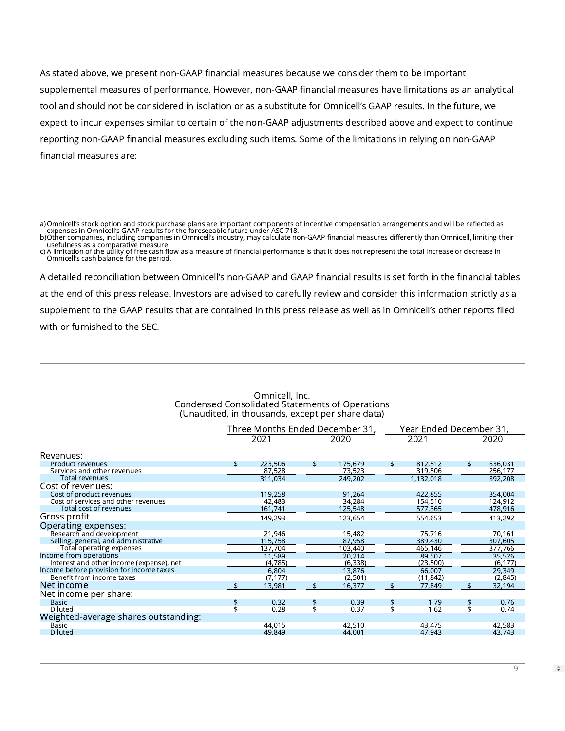As stated above, we present non-GAAP financial measures because we consider them to be important supplemental measures of performance. However, non-GAAP financial measures have limitations as an analytical tool and should not be considered in isolation or as a substitute for Omnicell's GAAP results. In the future, we expect to incur expenses similar to certain of the non-GAAP adjustments described above and expect to continue reporting non-GAAP financial measures excluding such items. Some of the limitations in relying on non-GAAP financial measures are:

---

a) Omnicell's stock option and stock purchase plans are important components of incentive compensation arrangements and will be reflected as expenses in Omnicell's GAAP results for the foreseeable future under ASC 718.
b) Other companies, including companies in Omnicell's industry, may calculate non-GAAP financial measures differently than Omnicell, limiting their usefulness as a comparative measure.
c) A limitation of the utility of free cash flow as a measure of financial performance is that it does not represent the total increase or decrease in Omnicell's cash balance for the period.

A detailed reconciliation between Omnicell's non-GAAP and GAAP financial results is set forth in the financial tables at the end of this press release. Investors are advised to carefully review and consider this information strictly as a supplement to the GAAP results that are contained in this press release as well as in Omnicell's other reports filed with or furnished to the SEC.

---

Omnicell, Inc.
Condensed Consolidated Statements of Operations
(Unaudited, in thousands, except per share data)

| | Three Months Ended December 31, | | Year Ended December 31, | |
|---|---|---|---|---|
| | 2021 | 2020 | 2021 | 2020 |
| **Revenues:** | | | | |
| Product revenues | $ 223,506 | $ 175,679 | $ 812,512 | $ 636,031 |
| Services and other revenues | 87,528 | 73,523 | 319,506 | 256,177 |
| Total revenues | 311,034 | 249,202 | 1,132,018 | 892,208 |
| **Cost of revenues:** | | | | |
| Cost of product revenues | 119,258 | 91,264 | 422,855 | 354,004 |
| Cost of services and other revenues | 42,483 | 34,284 | 154,510 | 124,912 |
| Total cost of revenues | 161,741 | 125,548 | 577,365 | 478,916 |
| **Gross profit** | 149,293 | 123,654 | 554,653 | 413,292 |
| **Operating expenses:** | | | | |
| Research and development | 21,946 | 15,482 | 75,716 | 70,161 |
| Selling, general, and administrative | 115,758 | 87,958 | 389,430 | 307,605 |
| Total operating expenses | 137,704 | 103,440 | 465,146 | 377,766 |
| Income from operations | 11,589 | 20,214 | 89,507 | 35,526 |
| Interest and other income (expense), net | (4,785) | (6,338) | (23,500) | (6,177) |
| Income before provision for income taxes | 6,804 | 13,876 | 66,007 | 29,349 |
| Benefit from income taxes | (7,177) | (2,501) | (11,842) | (2,845) |
| **Net income** | $ 13,981 | $ 16,377 | $ 77,849 | $ 32,194 |
| **Net income per share:** | | | | |
| Basic | $ 0.32 | $ 0.39 | $ 1.79 | $ 0.76 |
| Diluted | $ 0.28 | $ 0.37 | $ 1.62 | $ 0.74 |
| **Weighted-average shares outstanding:** | | | | |
| Basic | 44,015 | 42,510 | 43,475 | 42,583 |
| Diluted | 49,849 | 44,001 | 47,943 | 43,743 |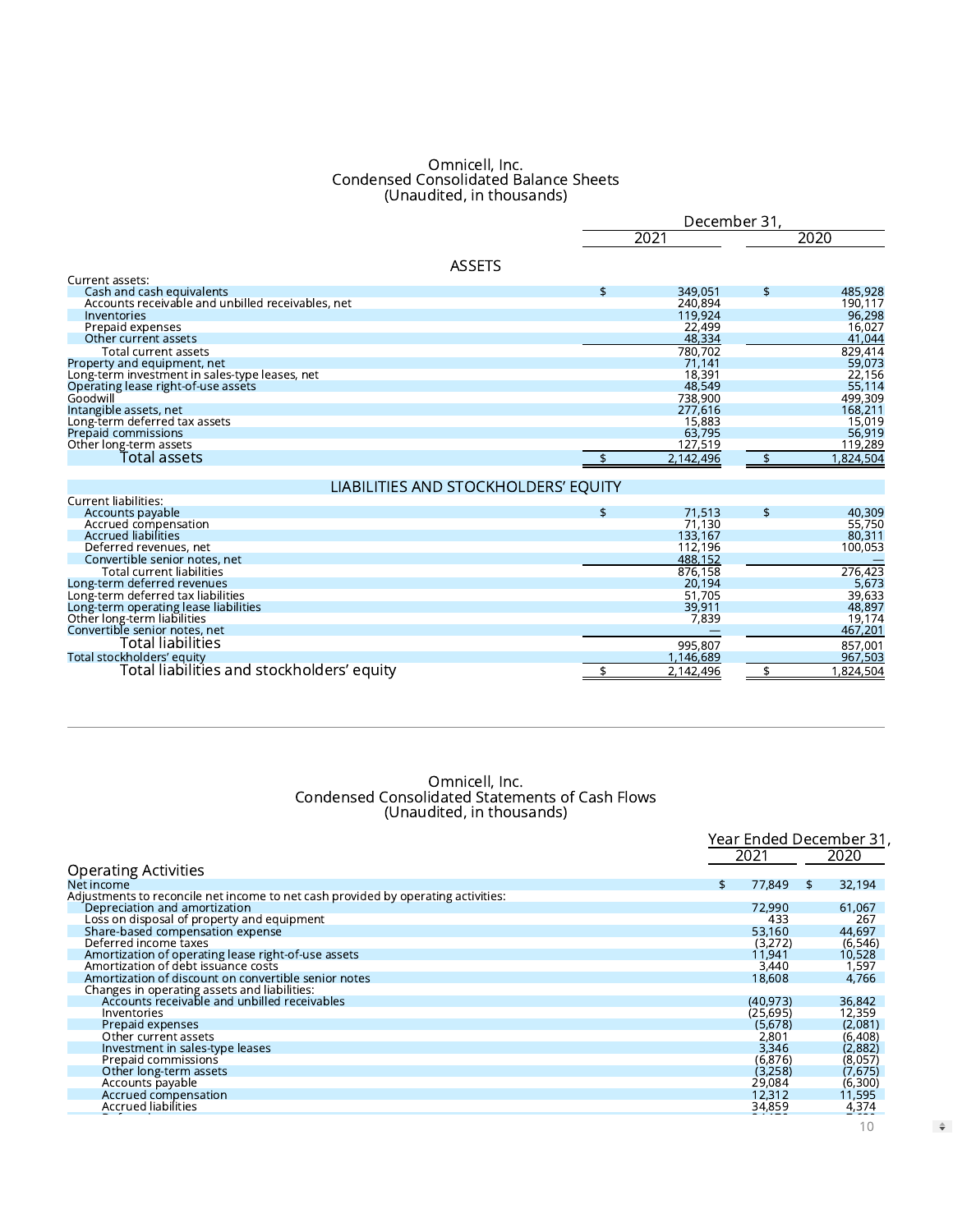# Omnicell, Inc.
## Condensed Consolidated Balance Sheets
### (Unaudited, in thousands)

| | December 31, 2021 | December 31, 2020 |
|---|---|---|
| **ASSETS** | | |
| Current assets: | | |
| Cash and cash equivalents | $ 349,051 | $ 485,928 |
| Accounts receivable and unbilled receivables, net | 240,894 | 190,117 |
| Inventories | 119,924 | 96,298 |
| Prepaid expenses | 22,499 | 16,027 |
| Other current assets | 48,334 | 41,044 |
| Total current assets | 780,702 | 829,414 |
| Property and equipment, net | 71,141 | 59,073 |
| Long-term investment in sales-type leases, net | 18,391 | 22,156 |
| Operating lease right-of-use assets | 48,549 | 55,114 |
| Goodwill | 738,900 | 499,309 |
| Intangible assets, net | 277,616 | 168,211 |
| Long-term deferred tax assets | 15,883 | 15,019 |
| Prepaid commissions | 63,795 | 56,919 |
| Other long-term assets | 127,519 | 119,289 |
| Total assets | $ 2,142,496 | $ 1,824,504 |
| **LIABILITIES AND STOCKHOLDERS' EQUITY** | | |
| Current liabilities: | | |
| Accounts payable | $ 71,513 | $ 40,309 |
| Accrued compensation | 71,130 | 55,750 |
| Accrued liabilities | 133,167 | 80,311 |
| Deferred revenues, net | 112,196 | 100,053 |
| Convertible senior notes, net | 488,152 | — |
| Total current liabilities | 876,158 | 276,423 |
| Long-term deferred revenues | 20,194 | 5,673 |
| Long-term deferred tax liabilities | 51,705 | 39,633 |
| Long-term operating lease liabilities | 39,911 | 48,897 |
| Other long-term liabilities | 7,839 | 19,174 |
| Convertible senior notes, net | — | 467,201 |
| Total liabilities | 995,807 | 857,001 |
| Total stockholders' equity | 1,146,689 | 967,503 |
| Total liabilities and stockholders' equity | $ 2,142,496 | $ 1,824,504 |

# Omnicell, Inc.
## Condensed Consolidated Statements of Cash Flows
### (Unaudited, in thousands)

| | Year Ended December 31, 2021 | Year Ended December 31, 2020 |
|---|---|---|
| **Operating Activities** | | |
| Net income | $ 77,849 | $ 32,194 |
| Adjustments to reconcile net income to net cash provided by operating activities: | | |
| Depreciation and amortization | 72,990 | 61,067 |
| Loss on disposal of property and equipment | 433 | 267 |
| Share-based compensation expense | 53,160 | 44,697 |
| Deferred income taxes | (3,272) | (6,546) |
| Amortization of operating lease right-of-use assets | 11,941 | 10,528 |
| Amortization of debt issuance costs | 3,440 | 1,597 |
| Amortization of discount on convertible senior notes | 18,608 | 4,766 |
| Changes in operating assets and liabilities: | | |
| Accounts receivable and unbilled receivables | (40,973) | 36,842 |
| Inventories | (25,695) | 12,359 |
| Prepaid expenses | (5,678) | (2,081) |
| Other current assets | 2,801 | (6,408) |
| Investment in sales-type leases | 3,346 | (2,882) |
| Prepaid commissions | (6,876) | (8,057) |
| Other long-term assets | (3,258) | (7,675) |
| Accounts payable | 29,084 | (6,300) |
| Accrued compensation | 12,312 | 11,595 |
| Accrued liabilities | 34,859 | 4,374 |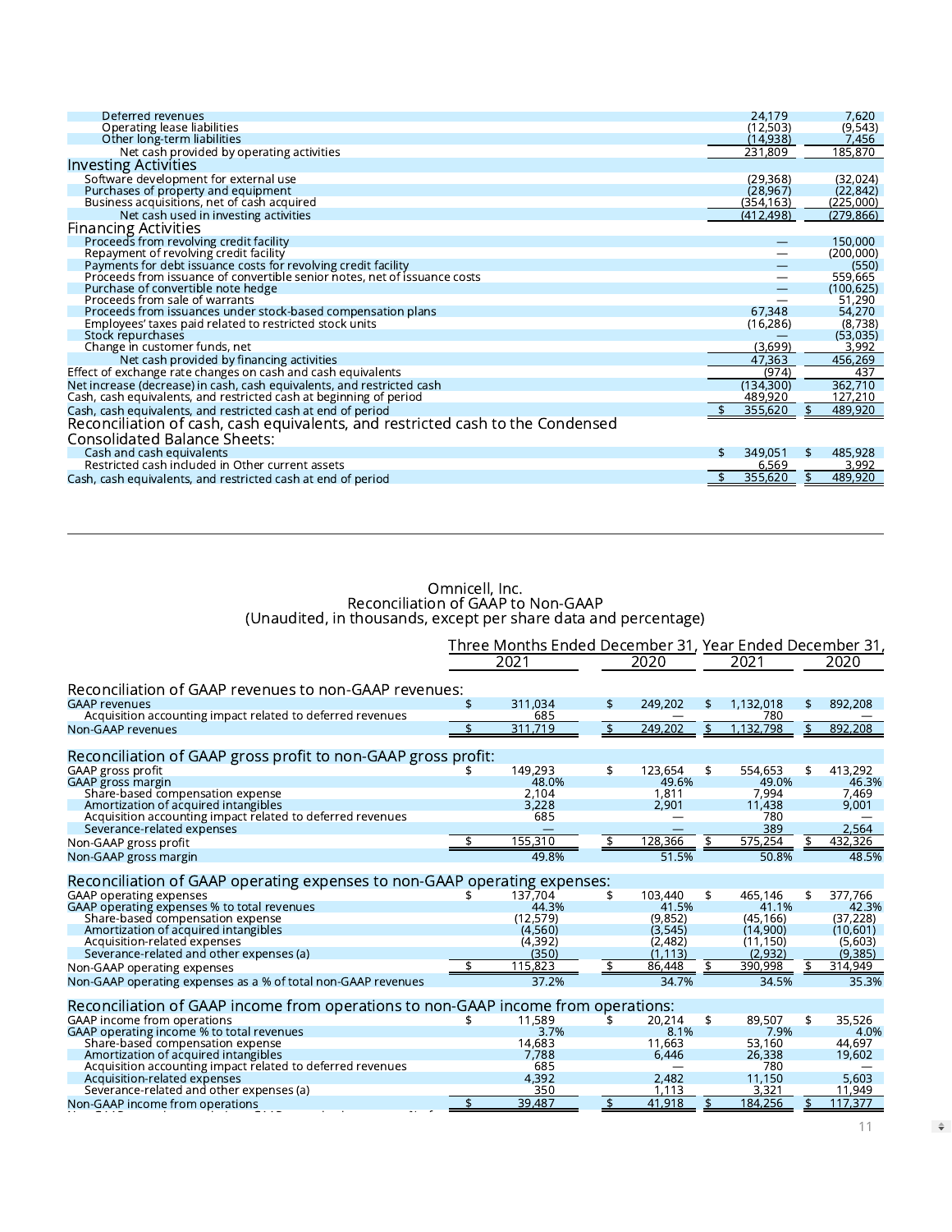| | | |
|---|---|---|
| Deferred revenues | 24,179 | 7,620 |
| Operating lease liabilities | (12,503) | (9,543) |
| Other long-term liabilities | (14,938) | 7,456 |
| Net cash provided by operating activities | 231,809 | 185,870 |
| **Investing Activities** | | |
| Software development for external use | (29,368) | (32,024) |
| Purchases of property and equipment | (28,967) | (22,842) |
| Business acquisitions, net of cash acquired | (354,163) | (225,000) |
| Net cash used in investing activities | (412,498) | (279,866) |
| **Financing Activities** | | |
| Proceeds from revolving credit facility | — | 150,000 |
| Repayment of revolving credit facility | — | (200,000) |
| Payments for debt issuance costs for revolving credit facility | — | (550) |
| Proceeds from issuance of convertible senior notes, net of issuance costs | — | 559,665 |
| Purchase of convertible note hedge | — | (100,625) |
| Proceeds from sale of warrants | — | 51,290 |
| Proceeds from issuances under stock-based compensation plans | 67,348 | 54,270 |
| Employees' taxes paid related to restricted stock units | (16,286) | (8,738) |
| Stock repurchases | — | (53,035) |
| Change in customer funds, net | (3,699) | 3,992 |
| Net cash provided by financing activities | 47,363 | 456,269 |
| Effect of exchange rate changes on cash and cash equivalents | (974) | 437 |
| Net increase (decrease) in cash, cash equivalents, and restricted cash | (134,300) | 362,710 |
| Cash, cash equivalents, and restricted cash at beginning of period | 489,920 | 127,210 |
| Cash, cash equivalents, and restricted cash at end of period | $ 355,620 | $ 489,920 |
| **Reconciliation of cash, cash equivalents, and restricted cash to the Condensed Consolidated Balance Sheets:** | | |
| Cash and cash equivalents | $ 349,051 | $ 485,928 |
| Restricted cash included in Other current assets | 6,569 | 3,992 |
| Cash, cash equivalents, and restricted cash at end of period | $ 355,620 | $ 489,920 |

## Omnicell, Inc.
## Reconciliation of GAAP to Non-GAAP
### (Unaudited, in thousands, except per share data and percentage)

| | Three Months Ended December 31, | | Year Ended December 31, | |
|---|---|---|---|---|
| | 2021 | 2020 | 2021 | 2020 |
| **Reconciliation of GAAP revenues to non-GAAP revenues:** | | | | |
| GAAP revenues | $ 311,034 | $ 249,202 | $ 1,132,018 | $ 892,208 |
| Acquisition accounting impact related to deferred revenues | 685 | — | 780 | — |
| Non-GAAP revenues | $ 311,719 | $ 249,202 | $ 1,132,798 | $ 892,208 |
| **Reconciliation of GAAP gross profit to non-GAAP gross profit:** | | | | |
| GAAP gross profit | $ 149,293 | $ 123,654 | $ 554,653 | $ 413,292 |
| GAAP gross margin | 48.0% | 49.6% | 49.0% | 46.3% |
| Share-based compensation expense | 2,104 | 1,811 | 7,994 | 7,469 |
| Amortization of acquired intangibles | 3,228 | 2,901 | 11,438 | 9,001 |
| Acquisition accounting impact related to deferred revenues | 685 | — | 780 | — |
| Severance-related expenses | — | — | 389 | 2,564 |
| Non-GAAP gross profit | $ 155,310 | $ 128,366 | $ 575,254 | $ 432,326 |
| Non-GAAP gross margin | 49.8% | 51.5% | 50.8% | 48.5% |
| **Reconciliation of GAAP operating expenses to non-GAAP operating expenses:** | | | | |
| GAAP operating expenses | $ 137,704 | $ 103,440 | $ 465,146 | $ 377,766 |
| GAAP operating expenses % to total revenues | 44.3% | 41.5% | 41.1% | 42.3% |
| Share-based compensation expense | (12,579) | (9,852) | (45,166) | (37,228) |
| Amortization of acquired intangibles | (4,560) | (3,545) | (14,900) | (10,601) |
| Acquisition-related expenses | (4,392) | (2,482) | (11,150) | (5,603) |
| Severance-related and other expenses (a) | (350) | (1,113) | (2,932) | (9,385) |
| Non-GAAP operating expenses | $ 115,823 | $ 86,448 | $ 390,998 | $ 314,949 |
| Non-GAAP operating expenses as a % of total non-GAAP revenues | 37.2% | 34.7% | 34.5% | 35.3% |
| **Reconciliation of GAAP income from operations to non-GAAP income from operations:** | | | | |
| GAAP income from operations | $ 11,589 | $ 20,214 | $ 89,507 | $ 35,526 |
| GAAP operating income % to total revenues | 3.7% | 8.1% | 7.9% | 4.0% |
| Share-based compensation expense | 14,683 | 11,663 | 53,160 | 44,697 |
| Amortization of acquired intangibles | 7,788 | 6,446 | 26,338 | 19,602 |
| Acquisition accounting impact related to deferred revenues | 685 | — | 780 | — |
| Acquisition-related expenses | 4,392 | 2,482 | 11,150 | 5,603 |
| Severance-related and other expenses (a) | 350 | 1,113 | 3,321 | 11,949 |
| Non-GAAP income from operations | $ 39,487 | $ 41,918 | $ 184,256 | $ 117,377 |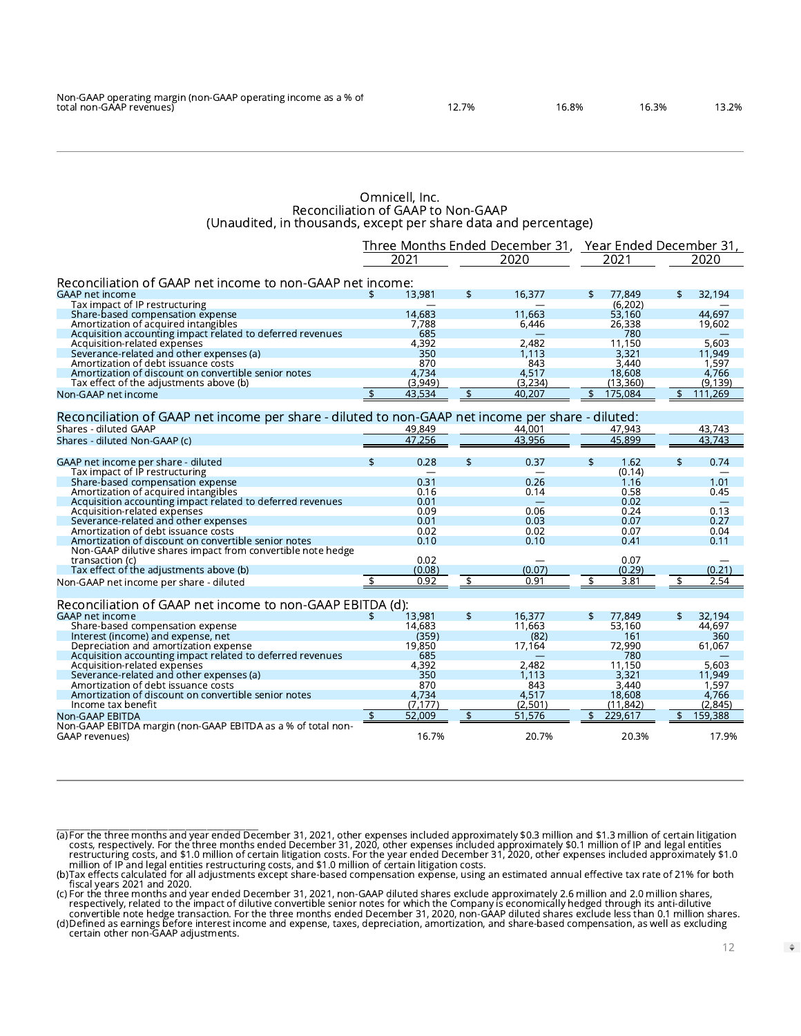| | | | | |
|---|---|---|---|---|
| Non-GAAP operating margin (non-GAAP operating income as a % of total non-GAAP revenues) | 12.7% | 16.8% | 16.3% | 13.2% |

Omnicell, Inc.
Reconciliation of GAAP to Non-GAAP
(Unaudited, in thousands, except per share data and percentage)

| | Three Months Ended December 31, | | Year Ended December 31, | |
|---|---|---|---|---|
| | 2021 | 2020 | 2021 | 2020 |
| **Reconciliation of GAAP net income to non-GAAP net income:** | | | | |
| GAAP net income | $ 13,981 | $ 16,377 | $ 77,849 | $ 32,194 |
| Tax impact of IP restructuring | — | — | (6,202) | — |
| Share-based compensation expense | 14,683 | 11,663 | 53,160 | 44,697 |
| Amortization of acquired intangibles | 7,788 | 6,446 | 26,338 | 19,602 |
| Acquisition accounting impact related to deferred revenues | 685 | — | 780 | — |
| Acquisition-related expenses | 4,392 | 2,482 | 11,150 | 5,603 |
| Severance-related and other expenses (a) | 350 | 1,113 | 3,321 | 11,949 |
| Amortization of debt issuance costs | 870 | 843 | 3,440 | 1,597 |
| Amortization of discount on convertible senior notes | 4,734 | 4,517 | 18,608 | 4,766 |
| Tax effect of the adjustments above (b) | (3,949) | (3,234) | (13,360) | (9,139) |
| Non-GAAP net income | $ 43,534 | $ 40,207 | $ 175,084 | $ 111,269 |
| **Reconciliation of GAAP net income per share - diluted to non-GAAP net income per share - diluted:** | | | | |
| Shares - diluted GAAP | 49,849 | 44,001 | 47,943 | 43,743 |
| Shares - diluted Non-GAAP (c) | 47,256 | 43,956 | 45,899 | 43,743 |
| GAAP net income per share - diluted | $ 0.28 | $ 0.37 | $ 1.62 | $ 0.74 |
| Tax impact of IP restructuring | — | — | (0.14) | — |
| Share-based compensation expense | 0.31 | 0.26 | 1.16 | 1.01 |
| Amortization of acquired intangibles | 0.16 | 0.14 | 0.58 | 0.45 |
| Acquisition accounting impact related to deferred revenues | 0.01 | — | 0.02 | — |
| Acquisition-related expenses | 0.09 | 0.06 | 0.24 | 0.13 |
| Severance-related and other expenses | 0.01 | 0.03 | 0.07 | 0.27 |
| Amortization of debt issuance costs | 0.02 | 0.02 | 0.07 | 0.04 |
| Amortization of discount on convertible senior notes | 0.10 | 0.10 | 0.41 | 0.11 |
| Non-GAAP dilutive shares impact from convertible note hedge transaction (c) | 0.02 | — | 0.07 | — |
| Tax effect of the adjustments above (b) | (0.08) | (0.07) | (0.29) | (0.21) |
| Non-GAAP net income per share - diluted | $ 0.92 | $ 0.91 | $ 3.81 | $ 2.54 |
| **Reconciliation of GAAP net income to non-GAAP EBITDA (d):** | | | | |
| GAAP net income | $ 13,981 | $ 16,377 | $ 77,849 | $ 32,194 |
| Share-based compensation expense | 14,683 | 11,663 | 53,160 | 44,697 |
| Interest (income) and expense, net | (359) | (82) | 161 | 360 |
| Depreciation and amortization expense | 19,850 | 17,164 | 72,990 | 61,067 |
| Acquisition accounting impact related to deferred revenues | 685 | — | 780 | — |
| Acquisition-related expenses | 4,392 | 2,482 | 11,150 | 5,603 |
| Severance-related and other expenses (a) | 350 | 1,113 | 3,321 | 11,949 |
| Amortization of debt issuance costs | 870 | 843 | 3,440 | 1,597 |
| Amortization of discount on convertible senior notes | 4,734 | 4,517 | 18,608 | 4,766 |
| Income tax benefit | (7,177) | (2,501) | (11,842) | (2,845) |
| Non-GAAP EBITDA | $ 52,009 | $ 51,576 | $ 229,617 | $ 159,388 |
| Non-GAAP EBITDA margin (non-GAAP EBITDA as a % of total non-GAAP revenues) | 16.7% | 20.7% | 20.3% | 17.9% |

(a) For the three months and year ended December 31, 2021, other expenses included approximately $0.3 million and $1.3 million of certain litigation costs, respectively. For the three months ended December 31, 2020, other expenses included approximately $0.1 million of IP and legal entities restructuring costs, and $1.0 million of certain litigation costs. For the year ended December 31, 2020, other expenses included approximately $1.0 million of IP and legal entities restructuring costs, and $1.0 million of certain litigation costs.

(b) Tax effects calculated for all adjustments except share-based compensation expense, using an estimated annual effective tax rate of 21% for both fiscal years 2021 and 2020.

(c) For the three months and year ended December 31, 2021, non-GAAP diluted shares exclude approximately 2.6 million and 2.0 million shares, respectively, related to the impact of dilutive convertible senior notes for which the Company is economically hedged through its anti-dilutive convertible note hedge transaction. For the three months ended December 31, 2020, non-GAAP diluted shares exclude less than 0.1 million shares.

(d) Defined as earnings before interest income and expense, taxes, depreciation, amortization, and share-based compensation, as well as excluding certain other non-GAAP adjustments.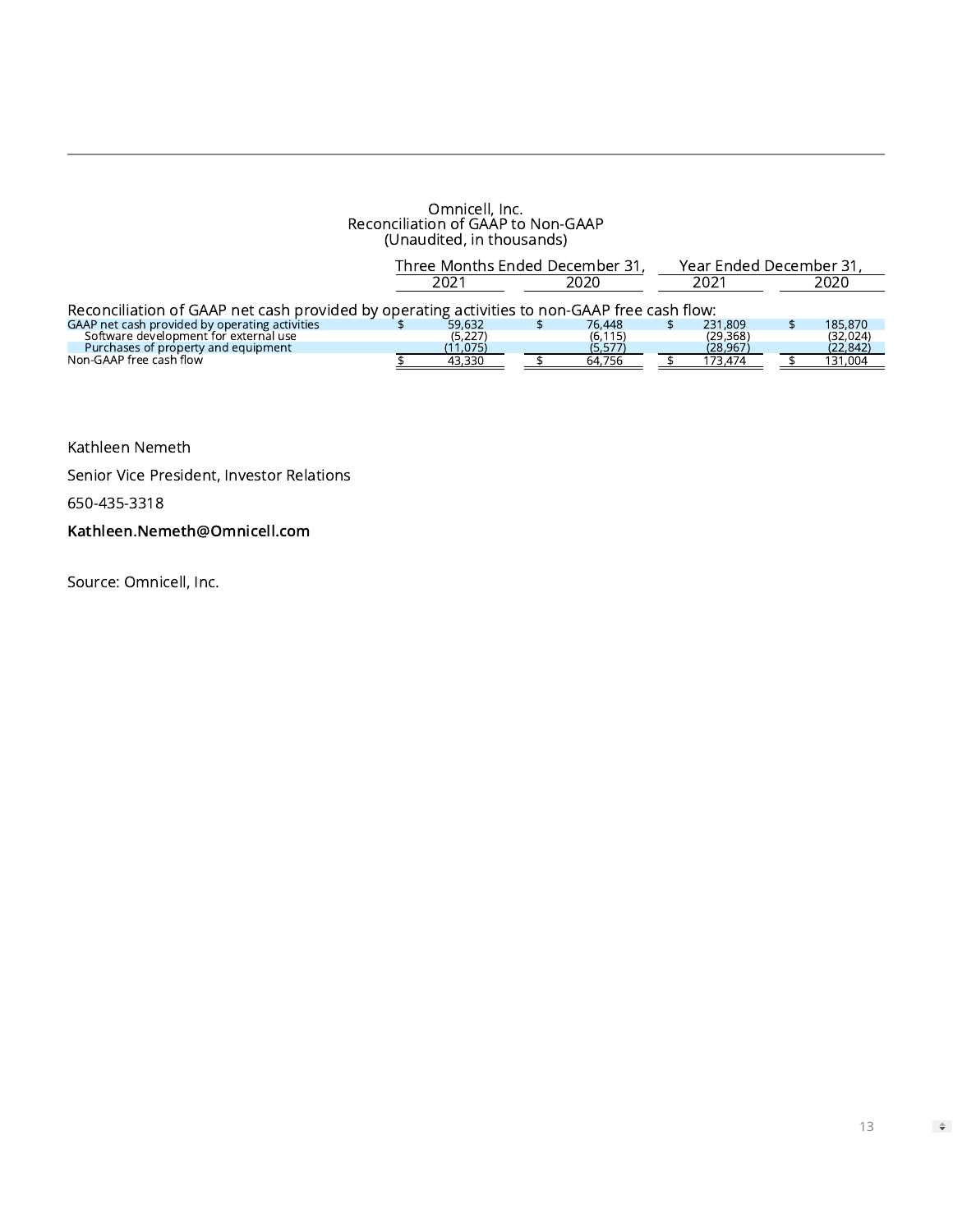Omnicell, Inc.
Reconciliation of GAAP to Non-GAAP
(Unaudited, in thousands)

| | Three Months Ended December 31, | | Year Ended December 31, | |
|---|---|---|---|---|
| | 2021 | 2020 | 2021 | 2020 |
| Reconciliation of GAAP net cash provided by operating activities to non-GAAP free cash flow: | | | | |
| GAAP net cash provided by operating activities | $ 59,632 | $ 76,448 | $ 231,809 | $ 185,870 |
| Software development for external use | (5,227) | (6,115) | (29,368) | (32,024) |
| Purchases of property and equipment | (11,075) | (5,577) | (28,967) | (22,842) |
| Non-GAAP free cash flow | $ 43,330 | $ 64,756 | $ 173,474 | $ 131,004 |

Kathleen Nemeth

Senior Vice President, Investor Relations

650-435-3318

**Kathleen.Nemeth@Omnicell.com**

Source: Omnicell, Inc.